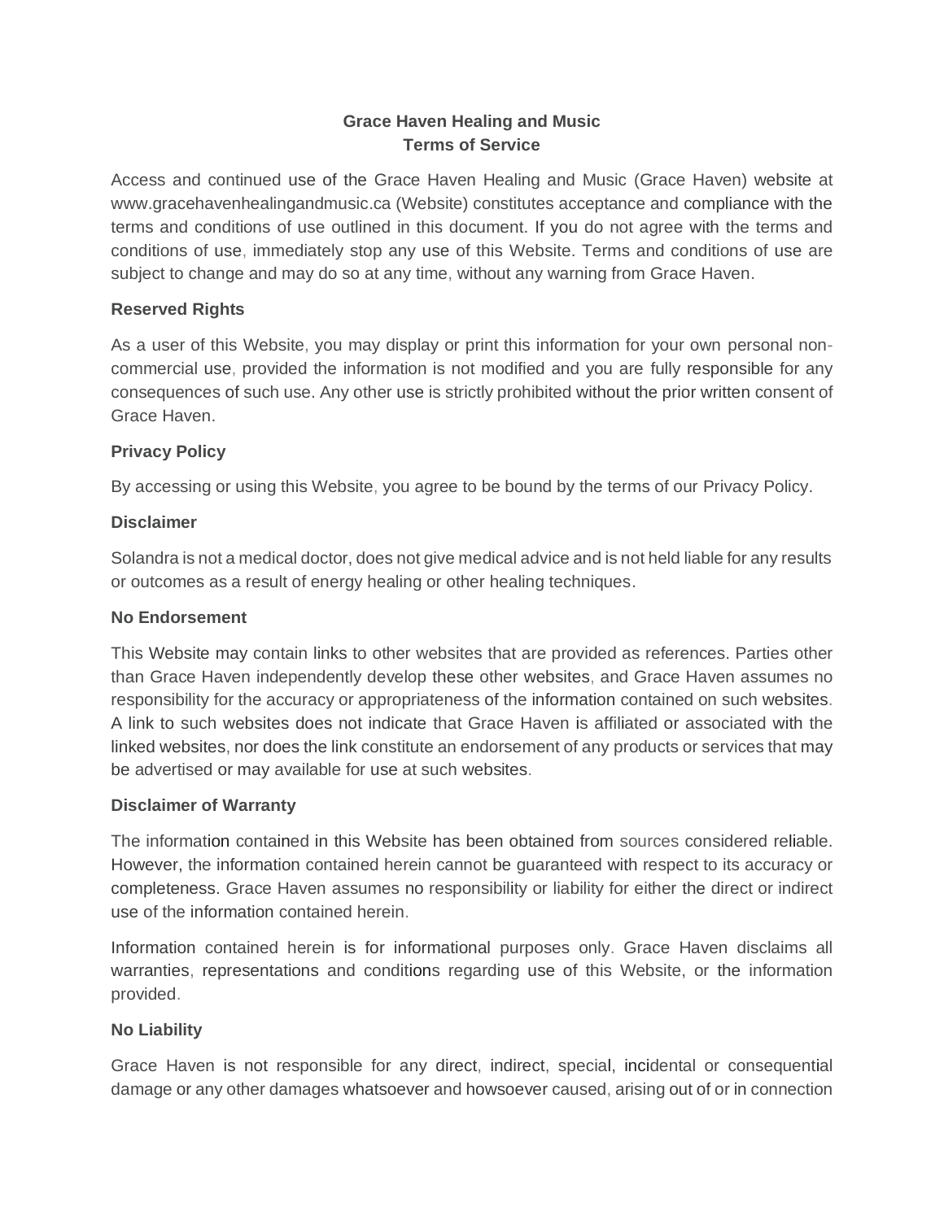# Grace Haven Healing and Music
# Terms of Service

Access and continued use of the Grace Haven Healing and Music (Grace Haven) website at www.gracehavenhealingandmusic.ca (Website) constitutes acceptance and compliance with the terms and conditions of use outlined in this document. If you do not agree with the terms and conditions of use, immediately stop any use of this Website. Terms and conditions of use are subject to change and may do so at any time, without any warning from Grace Haven.

## Reserved Rights

As a user of this Website, you may display or print this information for your own personal non-commercial use, provided the information is not modified and you are fully responsible for any consequences of such use. Any other use is strictly prohibited without the prior written consent of Grace Haven.

## Privacy Policy

By accessing or using this Website, you agree to be bound by the terms of our Privacy Policy.

## Disclaimer

Solandra is not a medical doctor, does not give medical advice and is not held liable for any results or outcomes as a result of energy healing or other healing techniques.

## No Endorsement

This Website may contain links to other websites that are provided as references. Parties other than Grace Haven independently develop these other websites, and Grace Haven assumes no responsibility for the accuracy or appropriateness of the information contained on such websites. A link to such websites does not indicate that Grace Haven is affiliated or associated with the linked websites, nor does the link constitute an endorsement of any products or services that may be advertised or may available for use at such websites.

## Disclaimer of Warranty

The information contained in this Website has been obtained from sources considered reliable. However, the information contained herein cannot be guaranteed with respect to its accuracy or completeness. Grace Haven assumes no responsibility or liability for either the direct or indirect use of the information contained herein.

Information contained herein is for informational purposes only. Grace Haven disclaims all warranties, representations and conditions regarding use of this Website, or the information provided.

## No Liability

Grace Haven is not responsible for any direct, indirect, special, incidental or consequential damage or any other damages whatsoever and howsoever caused, arising out of or in connection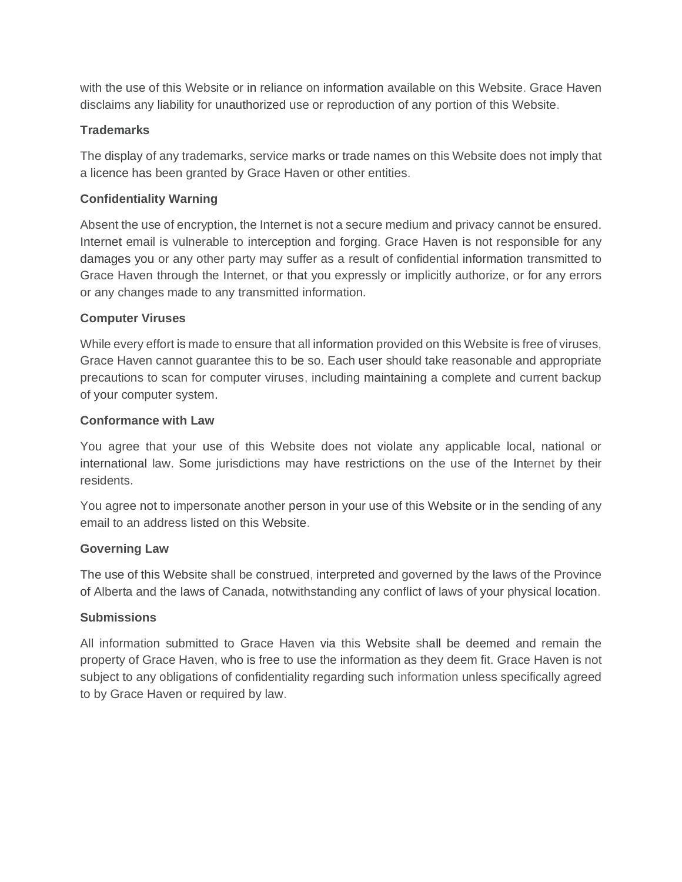with the use of this Website or in reliance on information available on this Website. Grace Haven disclaims any liability for unauthorized use or reproduction of any portion of this Website.

**Trademarks**

The display of any trademarks, service marks or trade names on this Website does not imply that a licence has been granted by Grace Haven or other entities.

**Confidentiality Warning**

Absent the use of encryption, the Internet is not a secure medium and privacy cannot be ensured. Internet email is vulnerable to interception and forging. Grace Haven is not responsible for any damages you or any other party may suffer as a result of confidential information transmitted to Grace Haven through the Internet, or that you expressly or implicitly authorize, or for any errors or any changes made to any transmitted information.

**Computer Viruses**

While every effort is made to ensure that all information provided on this Website is free of viruses, Grace Haven cannot guarantee this to be so. Each user should take reasonable and appropriate precautions to scan for computer viruses, including maintaining a complete and current backup of your computer system.

**Conformance with Law**

You agree that your use of this Website does not violate any applicable local, national or international law. Some jurisdictions may have restrictions on the use of the Internet by their residents.

You agree not to impersonate another person in your use of this Website or in the sending of any email to an address listed on this Website.

**Governing Law**

The use of this Website shall be construed, interpreted and governed by the laws of the Province of Alberta and the laws of Canada, notwithstanding any conflict of laws of your physical location.

**Submissions**

All information submitted to Grace Haven via this Website shall be deemed and remain the property of Grace Haven, who is free to use the information as they deem fit. Grace Haven is not subject to any obligations of confidentiality regarding such information unless specifically agreed to by Grace Haven or required by law.